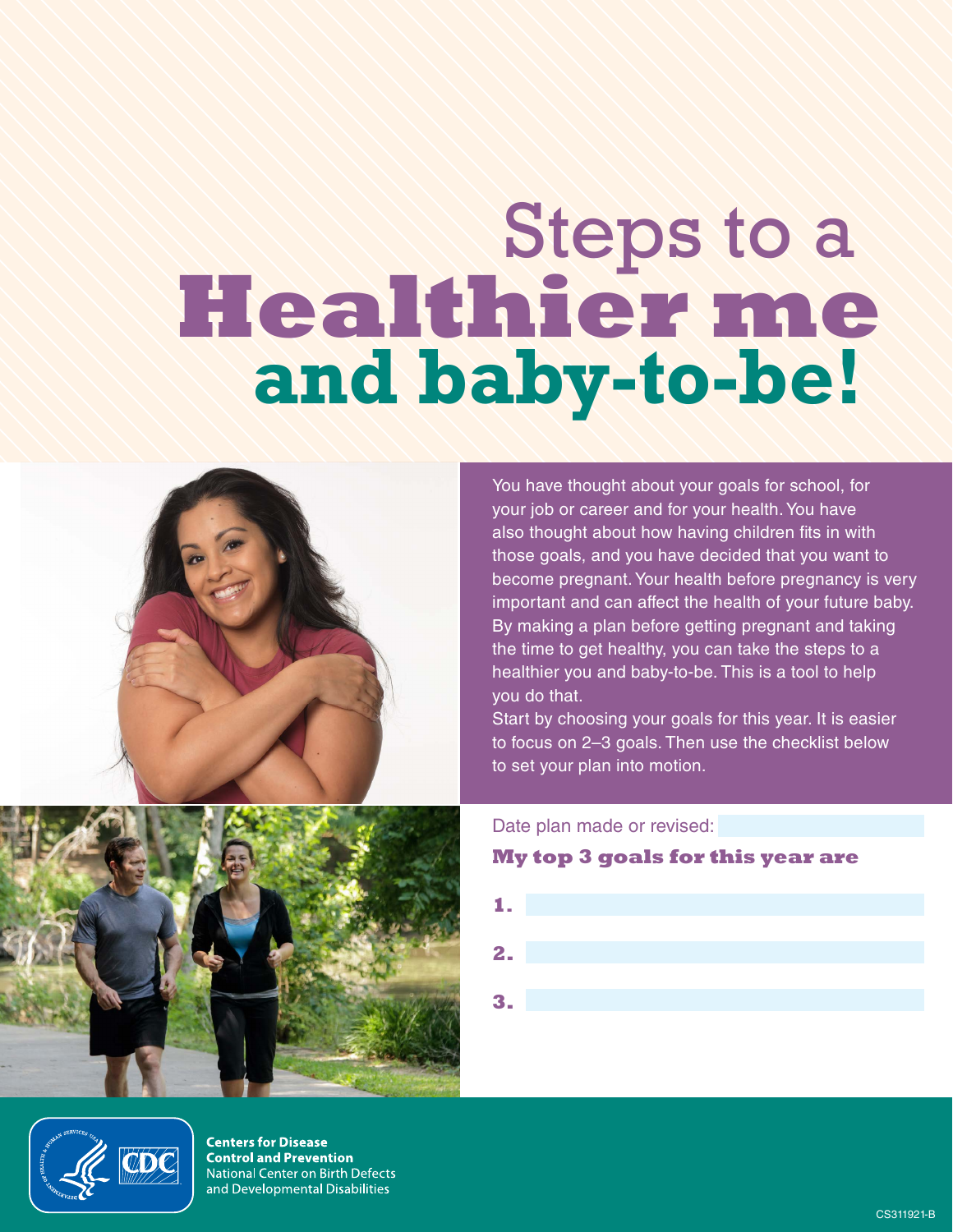# Steps to a **Healthier me** and baby-to-be!

You have thought about your goals for school, for your job or career and for your health. You have also thought about how having children fits in with those goals, and you have decided that you want to become pregnant. Your health before pregnancy is very important and can affect the health of your future baby. By making a plan before getting pregnant and taking the time to get healthy, you can take the steps to a healthier you and baby-to-be. This is a tool to help you do that.

Start by choosing your goals for this year. It is easier to focus on 2–3 goals. Then use the checklist below to set your plan into motion.

Date plan made or revised:

**My top 3 goals for this year are**

**1.**

**2.**

**3.**

**Centers for Disease Control and Prevention**
National Center on Birth Defects and Developmental Disabilities

CS311921-B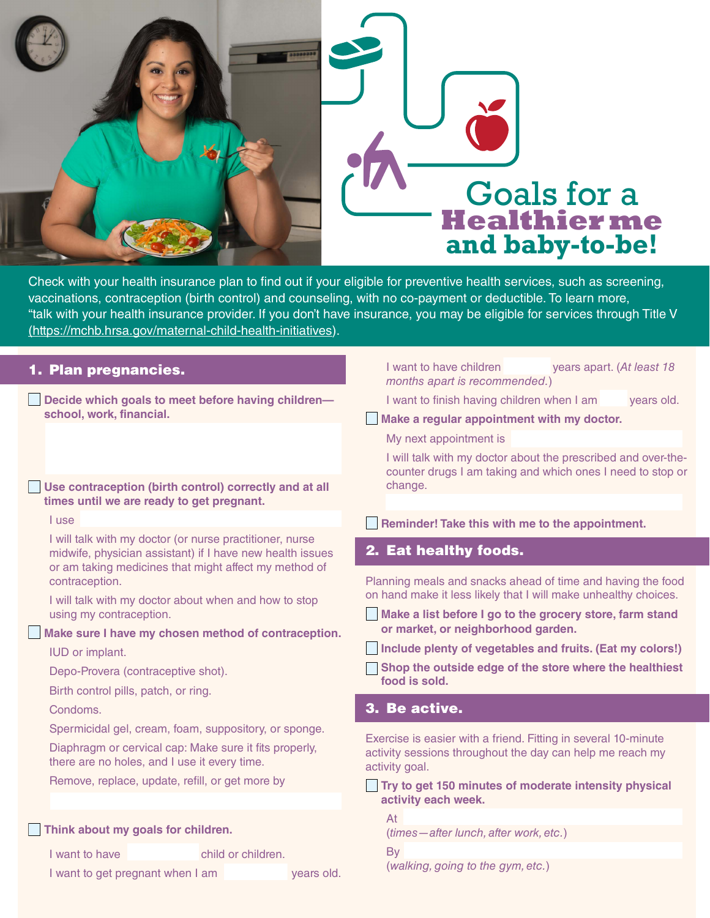# Goals for a Healthier me and baby-to-be!

Check with your health insurance plan to find out if your eligible for preventive health services, such as screening, vaccinations, contraception (birth control) and counseling, with no co-payment or deductible. To learn more, "talk with your health insurance provider. If you don't have insurance, you may be eligible for services through Title V (https://mchb.hrsa.gov/maternal-child-health-initiatives).

## 1. Plan pregnancies.

- [ ] **Decide which goals to meet before having children—school, work, financial.**

- [ ] **Use contraception (birth control) correctly and at all times until we are ready to get pregnant.**

  I use

  I will talk with my doctor (or nurse practitioner, nurse midwife, physician assistant) if I have new health issues or am taking medicines that might affect my method of contraception.

  I will talk with my doctor about when and how to stop using my contraception.

- [ ] **Make sure I have my chosen method of contraception.**

  IUD or implant.

  Depo-Provera (contraceptive shot).

  Birth control pills, patch, or ring.

  Condoms.

  Spermicidal gel, cream, foam, suppository, or sponge.

  Diaphragm or cervical cap: Make sure it fits properly, there are no holes, and I use it every time.

  Remove, replace, update, refill, or get more by

- [ ] **Think about my goals for children.**

  I want to have ______ child or children.

  I want to get pregnant when I am ______ years old.

  I want to have children ______ years apart. (*At least 18 months apart is recommended.*)

  I want to finish having children when I am ______ years old.

- [ ] **Make a regular appointment with my doctor.**

  My next appointment is

  I will talk with my doctor about the prescribed and over-the-counter drugs I am taking and which ones I need to stop or change.

- [ ] **Reminder! Take this with me to the appointment.**

## 2. Eat healthy foods.

Planning meals and snacks ahead of time and having the food on hand make it less likely that I will make unhealthy choices.

- [ ] **Make a list before I go to the grocery store, farm stand or market, or neighborhood garden.**
- [ ] **Include plenty of vegetables and fruits. (Eat my colors!)**
- [ ] **Shop the outside edge of the store where the healthiest food is sold.**

## 3. Be active.

Exercise is easier with a friend. Fitting in several 10-minute activity sessions throughout the day can help me reach my activity goal.

- [ ] **Try to get 150 minutes of moderate intensity physical activity each week.**

  At

  (*times—after lunch, after work, etc.*)

  By

  (*walking, going to the gym, etc.*)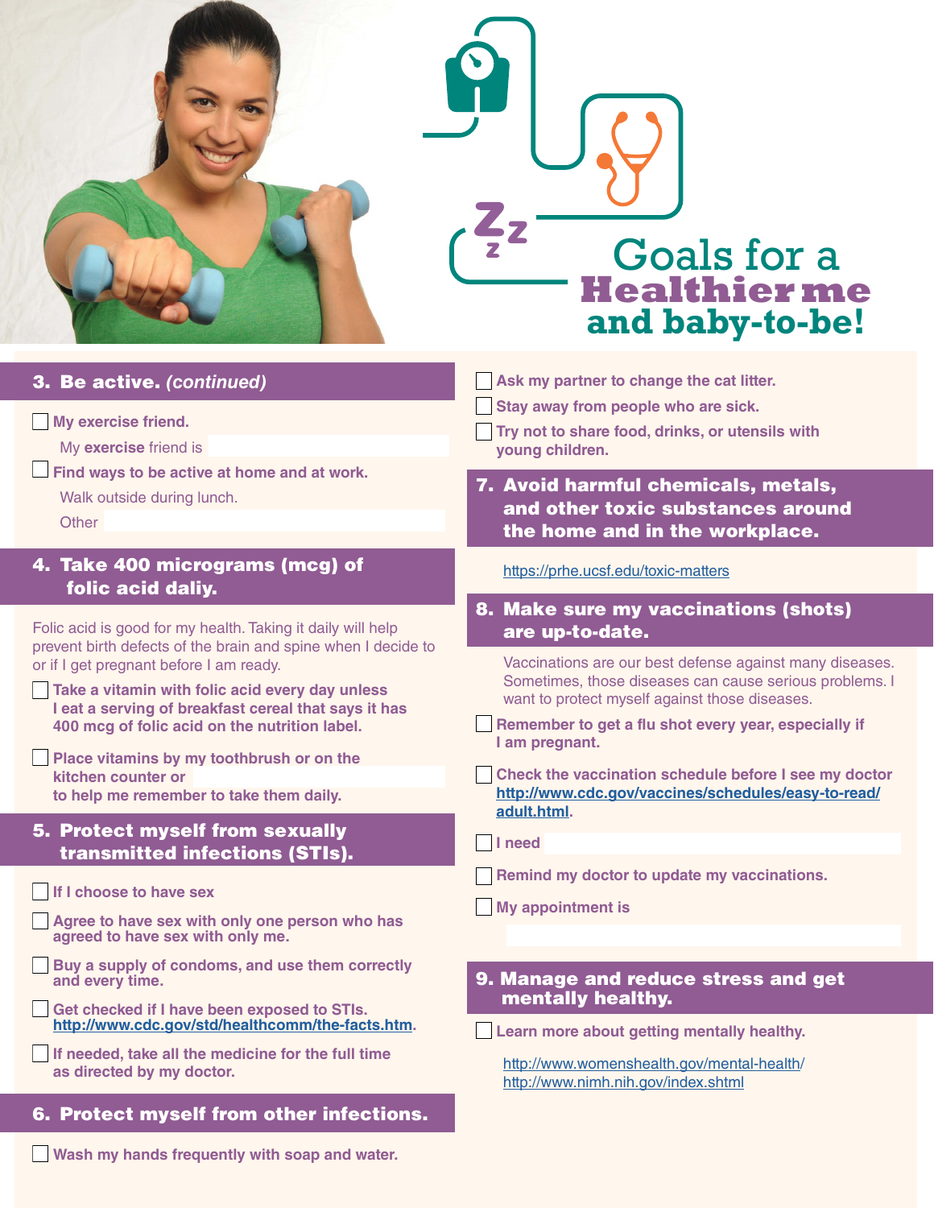# Goals for a Healthier me and baby-to-be!

## 3. Be active. *(continued)*

- [ ] **My exercise friend.**

  My **exercise** friend is

- [ ] **Find ways to be active at home and at work.**

  Walk outside during lunch.

  Other

## 4. Take 400 micrograms (mcg) of folic acid daliy.

Folic acid is good for my health. Taking it daily will help prevent birth defects of the brain and spine when I decide to or if I get pregnant before I am ready.

- [ ] **Take a vitamin with folic acid every day unless I eat a serving of breakfast cereal that says it has 400 mcg of folic acid on the nutrition label.**
- [ ] **Place vitamins by my toothbrush or on the kitchen counter or to help me remember to take them daily.**

## 5. Protect myself from sexually transmitted infections (STIs).

- [ ] **If I choose to have sex**
- [ ] **Agree to have sex with only one person who has agreed to have sex with only me.**
- [ ] **Buy a supply of condoms, and use them correctly and every time.**
- [ ] **Get checked if I have been exposed to STIs. http://www.cdc.gov/std/healthcomm/the-facts.htm.**
- [ ] **If needed, take all the medicine for the full time as directed by my doctor.**

## 6. Protect myself from other infections.

- [ ] **Wash my hands frequently with soap and water.**
- [ ] **Ask my partner to change the cat litter.**
- [ ] **Stay away from people who are sick.**
- [ ] **Try not to share food, drinks, or utensils with young children.**

## 7. Avoid harmful chemicals, metals, and other toxic substances around the home and in the workplace.

https://prhe.ucsf.edu/toxic-matters

## 8. Make sure my vaccinations (shots) are up-to-date.

Vaccinations are our best defense against many diseases. Sometimes, those diseases can cause serious problems. I want to protect myself against those diseases.

- [ ] **Remember to get a flu shot every year, especially if I am pregnant.**
- [ ] **Check the vaccination schedule before I see my doctor http://www.cdc.gov/vaccines/schedules/easy-to-read/adult.html.**
- [ ] **I need**
- [ ] **Remind my doctor to update my vaccinations.**
- [ ] **My appointment is**

## 9. Manage and reduce stress and get mentally healthy.

- [ ] **Learn more about getting mentally healthy.**

  http://www.womenshealth.gov/mental-health/
  http://www.nimh.nih.gov/index.shtml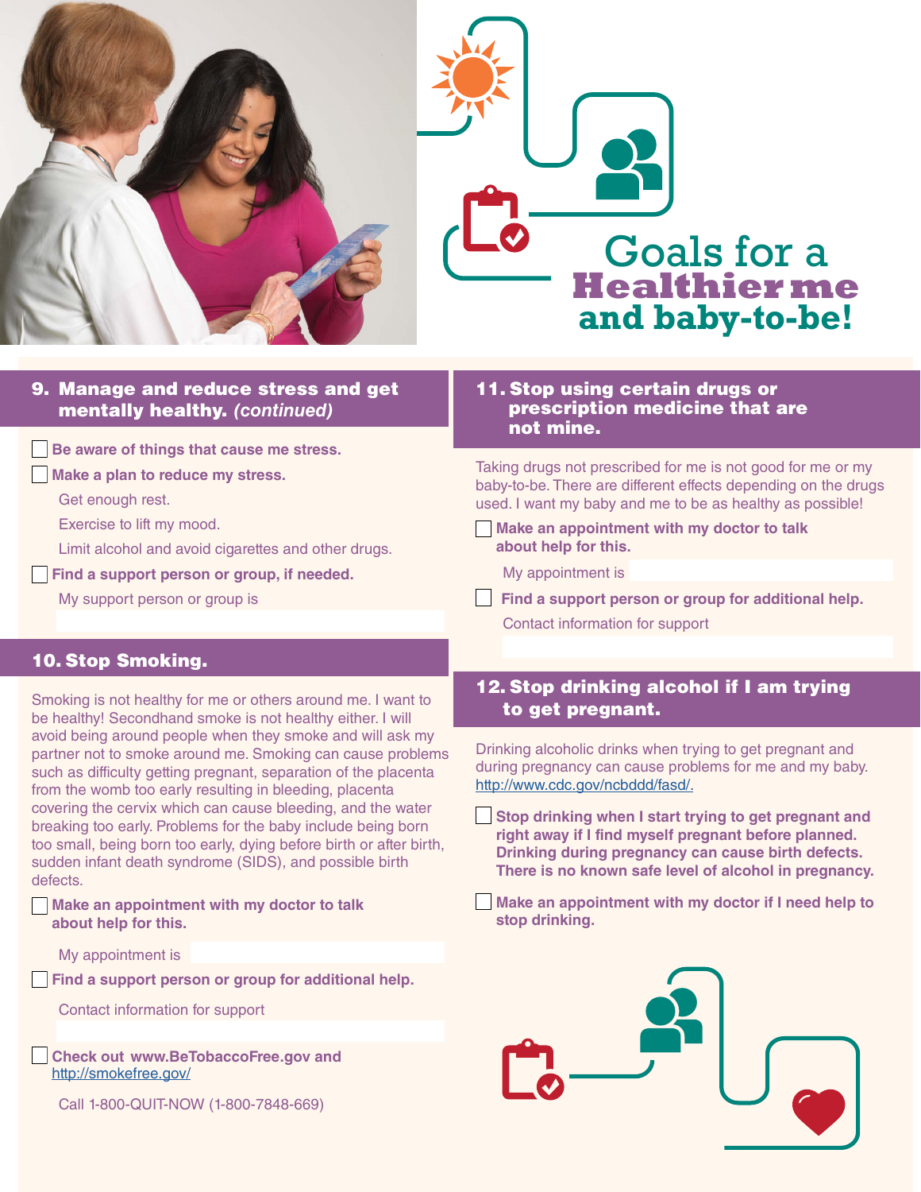# Goals for a Healthier me and baby-to-be!

## 9. Manage and reduce stress and get mentally healthy. *(continued)*

- [ ] **Be aware of things that cause me stress.**
- [ ] **Make a plan to reduce my stress.**

  Get enough rest.

  Exercise to lift my mood.

  Limit alcohol and avoid cigarettes and other drugs.
- [ ] **Find a support person or group, if needed.**

  My support person or group is

## 10. Stop Smoking.

Smoking is not healthy for me or others around me. I want to be healthy! Secondhand smoke is not healthy either. I will avoid being around people when they smoke and will ask my partner not to smoke around me. Smoking can cause problems such as difficulty getting pregnant, separation of the placenta from the womb too early resulting in bleeding, placenta covering the cervix which can cause bleeding, and the water breaking too early. Problems for the baby include being born too small, being born too early, dying before birth or after birth, sudden infant death syndrome (SIDS), and possible birth defects.

- [ ] **Make an appointment with my doctor to talk about help for this.**

  My appointment is
- [ ] **Find a support person or group for additional help.**

  Contact information for support
- [ ] **Check out www.BeTobaccoFree.gov and** http://smokefree.gov/

  Call 1-800-QUIT-NOW (1-800-7848-669)

## 11. Stop using certain drugs or prescription medicine that are not mine.

Taking drugs not prescribed for me is not good for me or my baby-to-be. There are different effects depending on the drugs used. I want my baby and me to be as healthy as possible!

- [ ] **Make an appointment with my doctor to talk about help for this.**

  My appointment is
- [ ] **Find a support person or group for additional help.**

  Contact information for support

## 12. Stop drinking alcohol if I am trying to get pregnant.

Drinking alcoholic drinks when trying to get pregnant and during pregnancy can cause problems for me and my baby. http://www.cdc.gov/ncbddd/fasd/.

- [ ] **Stop drinking when I start trying to get pregnant and right away if I find myself pregnant before planned. Drinking during pregnancy can cause birth defects. There is no known safe level of alcohol in pregnancy.**
- [ ] **Make an appointment with my doctor if I need help to stop drinking.**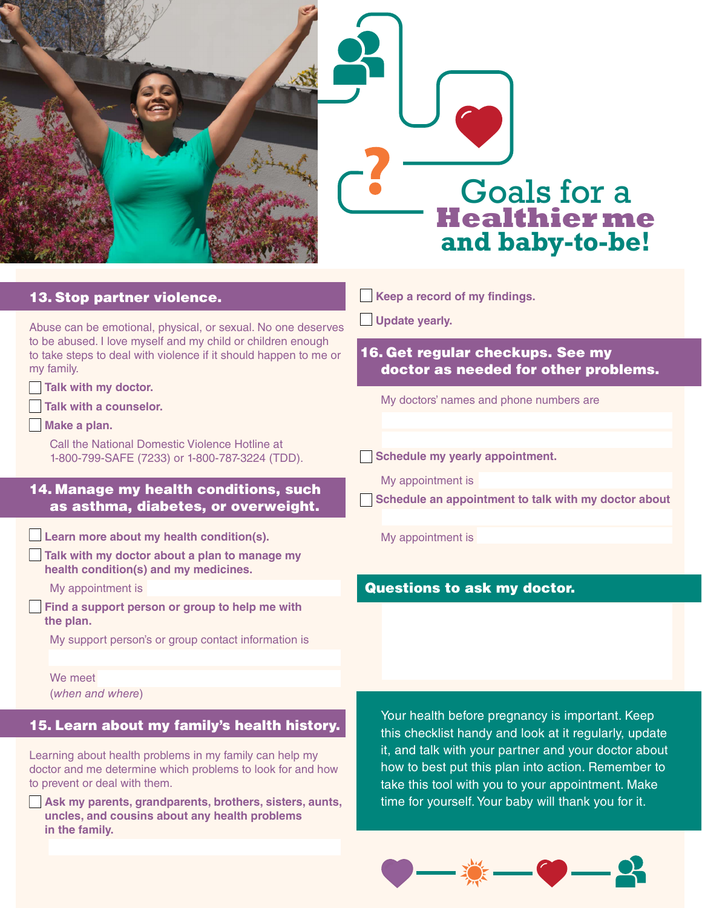# Goals for a Healthier me and baby-to-be!

## 13. Stop partner violence.

Abuse can be emotional, physical, or sexual. No one deserves to be abused. I love myself and my child or children enough to take steps to deal with violence if it should happen to me or my family.

- [ ] **Talk with my doctor.**
- [ ] **Talk with a counselor.**
- [ ] **Make a plan.**

Call the National Domestic Violence Hotline at 1-800-799-SAFE (7233) or 1-800-787-3224 (TDD).

## 14. Manage my health conditions, such as asthma, diabetes, or overweight.

- [ ] **Learn more about my health condition(s).**
- [ ] **Talk with my doctor about a plan to manage my health condition(s) and my medicines.**

My appointment is

- [ ] **Find a support person or group to help me with the plan.**

My support person's or group contact information is

We meet
(*when and where*)

## 15. Learn about my family's health history.

Learning about health problems in my family can help my doctor and me determine which problems to look for and how to prevent or deal with them.

- [ ] **Ask my parents, grandparents, brothers, sisters, aunts, uncles, and cousins about any health problems in the family.**
- [ ] **Keep a record of my findings.**
- [ ] **Update yearly.**

## 16. Get regular checkups. See my doctor as needed for other problems.

My doctors' names and phone numbers are

- [ ] **Schedule my yearly appointment.**

My appointment is

- [ ] **Schedule an appointment to talk with my doctor about**

My appointment is

## Questions to ask my doctor.

Your health before pregnancy is important. Keep this checklist handy and look at it regularly, update it, and talk with your partner and your doctor about how to best put this plan into action. Remember to take this tool with you to your appointment. Make time for yourself. Your baby will thank you for it.